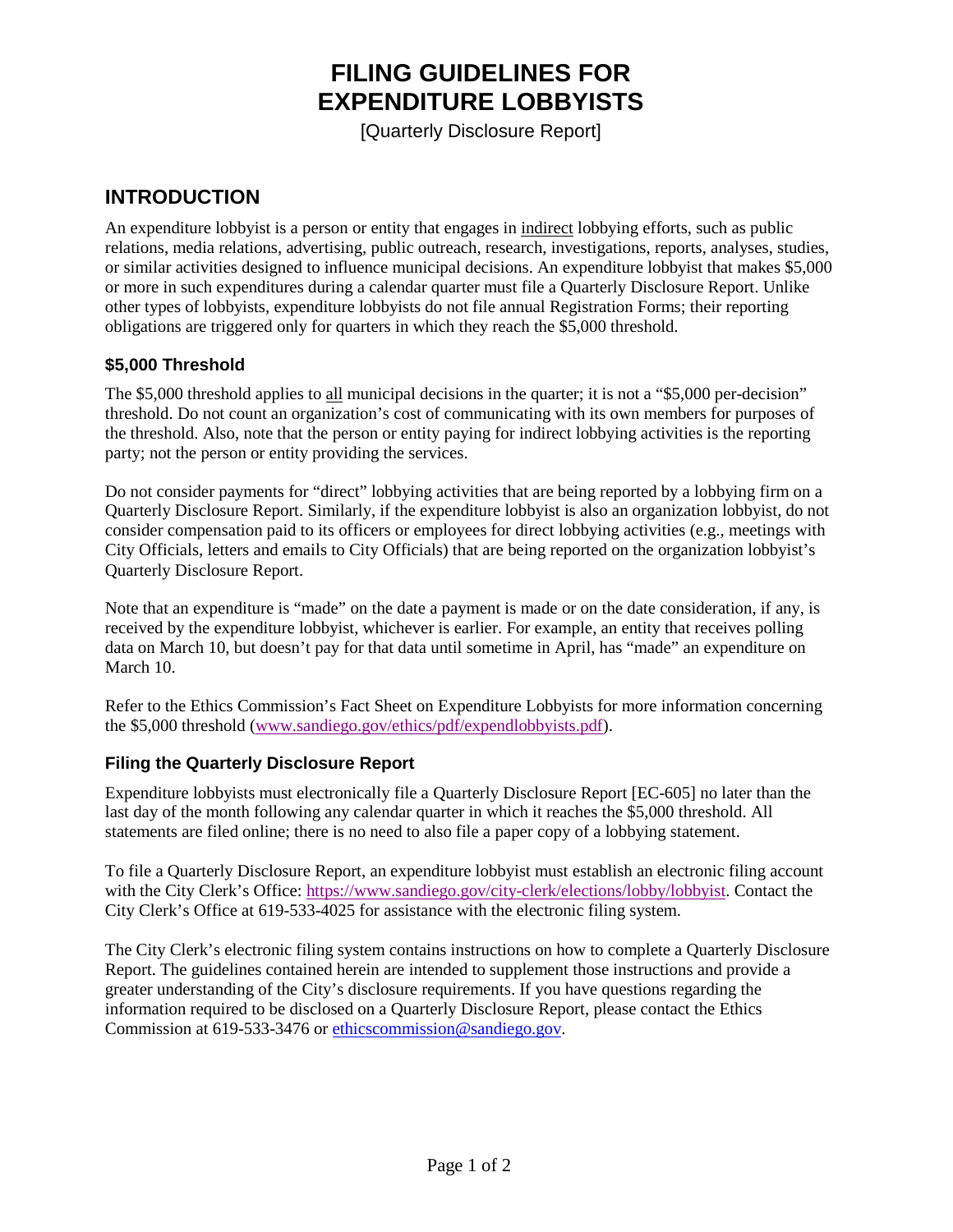# FILING GUIDELINES FOR EXPENDITURE LOBBYISTS

[Quarterly Disclosure Report]

## INTRODUCTION

An expenditure lobbyist is a person or entity that engages in <u>indirect</u> lobbying efforts, such as public relations, media relations, advertising, public outreach, research, investigations, reports, analyses, studies, or similar activities designed to influence municipal decisions. An expenditure lobbyist that makes $5,000 or more in such expenditures during a calendar quarter must file a Quarterly Disclosure Report. Unlike other types of lobbyists, expenditure lobbyists do not file annual Registration Forms; their reporting obligations are triggered only for quarters in which they reach the $5,000 threshold.

### $5,000 Threshold

The $5,000 threshold applies to <u>all</u> municipal decisions in the quarter; it is not a "$5,000 per-decision" threshold. Do not count an organization's cost of communicating with its own members for purposes of the threshold. Also, note that the person or entity paying for indirect lobbying activities is the reporting party; not the person or entity providing the services.

Do not consider payments for "direct" lobbying activities that are being reported by a lobbying firm on a Quarterly Disclosure Report. Similarly, if the expenditure lobbyist is also an organization lobbyist, do not consider compensation paid to its officers or employees for direct lobbying activities (e.g., meetings with City Officials, letters and emails to City Officials) that are being reported on the organization lobbyist's Quarterly Disclosure Report.

Note that an expenditure is "made" on the date a payment is made or on the date consideration, if any, is received by the expenditure lobbyist, whichever is earlier. For example, an entity that receives polling data on March 10, but doesn't pay for that data until sometime in April, has "made" an expenditure on March 10.

Refer to the Ethics Commission's Fact Sheet on Expenditure Lobbyists for more information concerning the $5,000 threshold (www.sandiego.gov/ethics/pdf/expendlobbyists.pdf).

### Filing the Quarterly Disclosure Report

Expenditure lobbyists must electronically file a Quarterly Disclosure Report [EC-605] no later than the last day of the month following any calendar quarter in which it reaches the $5,000 threshold. All statements are filed online; there is no need to also file a paper copy of a lobbying statement.

To file a Quarterly Disclosure Report, an expenditure lobbyist must establish an electronic filing account with the City Clerk's Office: https://www.sandiego.gov/city-clerk/elections/lobby/lobbyist. Contact the City Clerk's Office at 619-533-4025 for assistance with the electronic filing system.

The City Clerk's electronic filing system contains instructions on how to complete a Quarterly Disclosure Report. The guidelines contained herein are intended to supplement those instructions and provide a greater understanding of the City's disclosure requirements. If you have questions regarding the information required to be disclosed on a Quarterly Disclosure Report, please contact the Ethics Commission at 619-533-3476 or ethicscommission@sandiego.gov.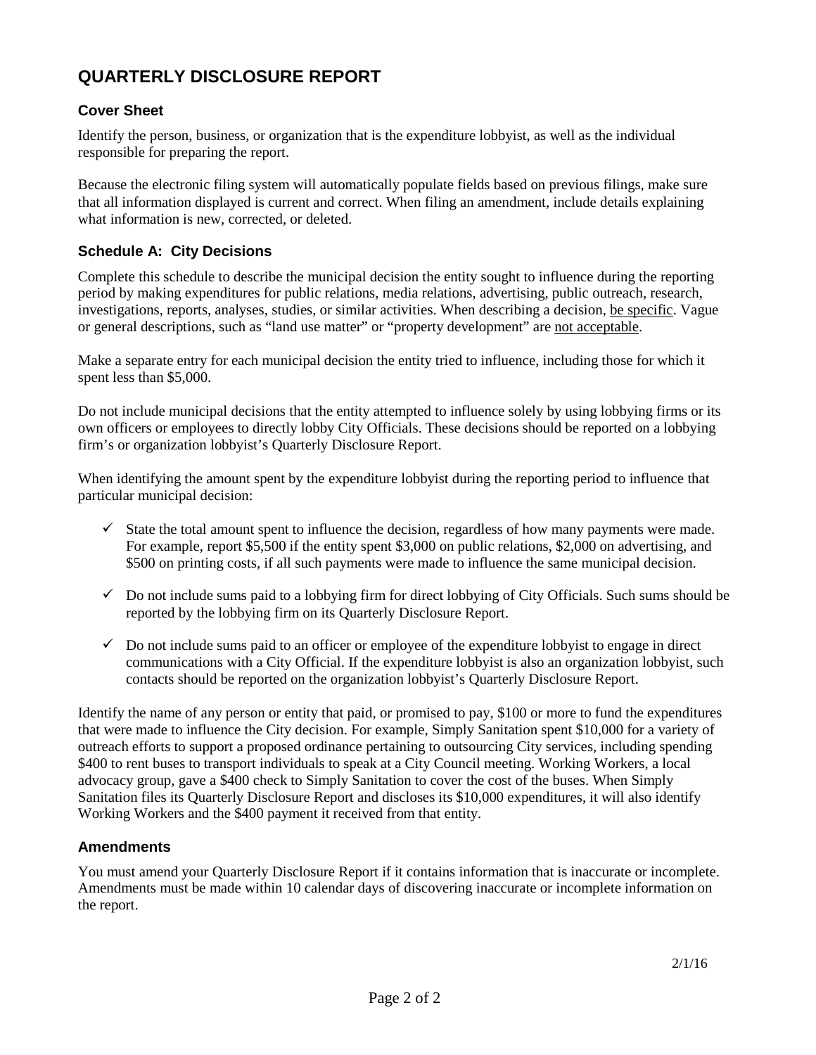# QUARTERLY DISCLOSURE REPORT

## Cover Sheet

Identify the person, business, or organization that is the expenditure lobbyist, as well as the individual responsible for preparing the report.

Because the electronic filing system will automatically populate fields based on previous filings, make sure that all information displayed is current and correct. When filing an amendment, include details explaining what information is new, corrected, or deleted.

## Schedule A: City Decisions

Complete this schedule to describe the municipal decision the entity sought to influence during the reporting period by making expenditures for public relations, media relations, advertising, public outreach, research, investigations, reports, analyses, studies, or similar activities. When describing a decision, <u>be specific</u>. Vague or general descriptions, such as "land use matter" or "property development" are <u>not acceptable</u>.

Make a separate entry for each municipal decision the entity tried to influence, including those for which it spent less than $5,000.

Do not include municipal decisions that the entity attempted to influence solely by using lobbying firms or its own officers or employees to directly lobby City Officials. These decisions should be reported on a lobbying firm's or organization lobbyist's Quarterly Disclosure Report.

When identifying the amount spent by the expenditure lobbyist during the reporting period to influence that particular municipal decision:

- ✓ State the total amount spent to influence the decision, regardless of how many payments were made. For example, report $5,500 if the entity spent $3,000 on public relations, $2,000 on advertising, and $500 on printing costs, if all such payments were made to influence the same municipal decision.
- ✓ Do not include sums paid to a lobbying firm for direct lobbying of City Officials. Such sums should be reported by the lobbying firm on its Quarterly Disclosure Report.
- ✓ Do not include sums paid to an officer or employee of the expenditure lobbyist to engage in direct communications with a City Official. If the expenditure lobbyist is also an organization lobbyist, such contacts should be reported on the organization lobbyist's Quarterly Disclosure Report.

Identify the name of any person or entity that paid, or promised to pay, $100 or more to fund the expenditures that were made to influence the City decision. For example, Simply Sanitation spent $10,000 for a variety of outreach efforts to support a proposed ordinance pertaining to outsourcing City services, including spending $400 to rent buses to transport individuals to speak at a City Council meeting. Working Workers, a local advocacy group, gave a $400 check to Simply Sanitation to cover the cost of the buses. When Simply Sanitation files its Quarterly Disclosure Report and discloses its $10,000 expenditures, it will also identify Working Workers and the $400 payment it received from that entity.

## Amendments

You must amend your Quarterly Disclosure Report if it contains information that is inaccurate or incomplete. Amendments must be made within 10 calendar days of discovering inaccurate or incomplete information on the report.

2/1/16